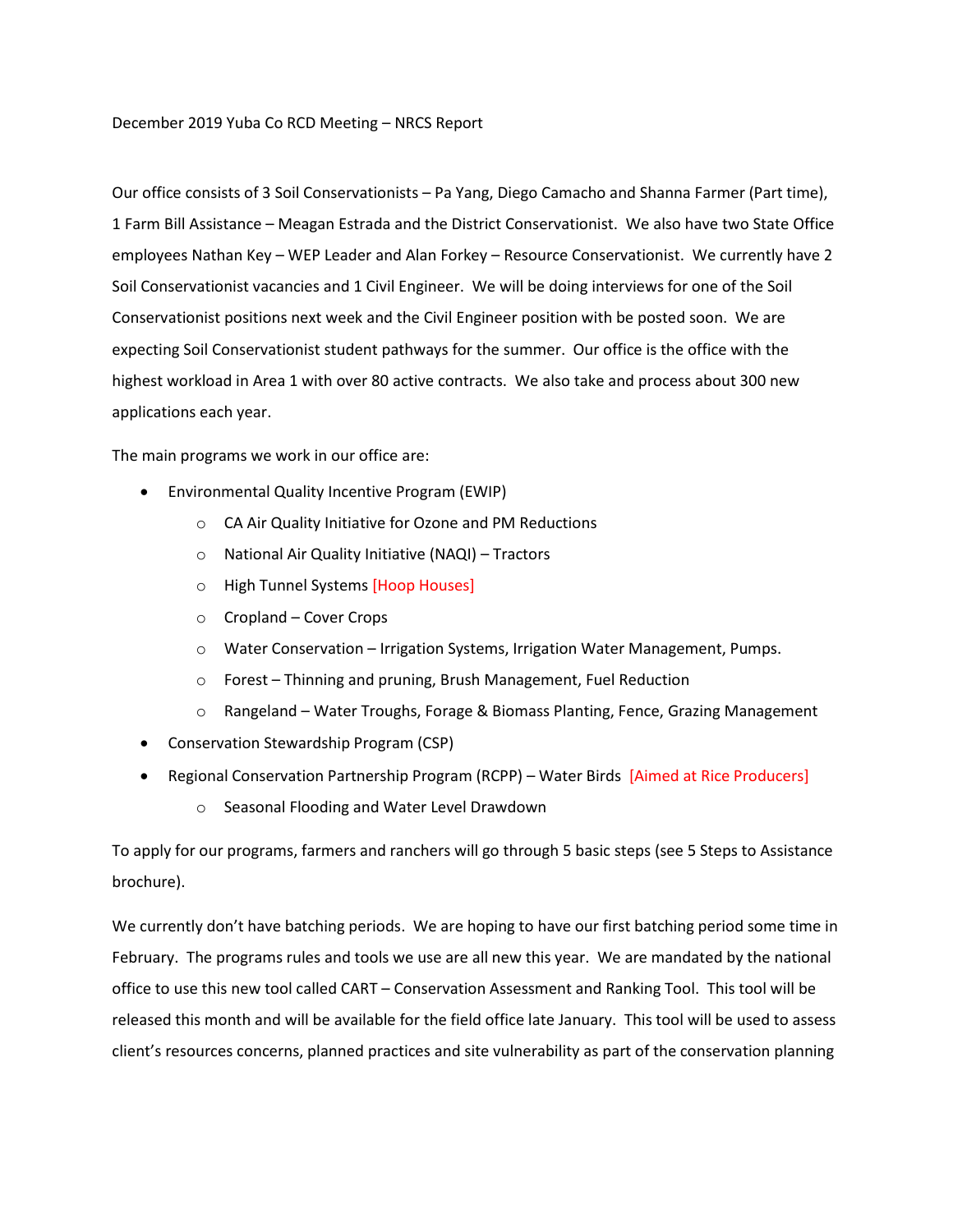December 2019 Yuba Co RCD Meeting – NRCS Report

Our office consists of 3 Soil Conservationists – Pa Yang, Diego Camacho and Shanna Farmer (Part time), 1 Farm Bill Assistance – Meagan Estrada and the District Conservationist. We also have two State Office employees Nathan Key – WEP Leader and Alan Forkey – Resource Conservationist. We currently have 2 Soil Conservationist vacancies and 1 Civil Engineer. We will be doing interviews for one of the Soil Conservationist positions next week and the Civil Engineer position with be posted soon. We are expecting Soil Conservationist student pathways for the summer. Our office is the office with the highest workload in Area 1 with over 80 active contracts. We also take and process about 300 new applications each year.

The main programs we work in our office are:

- Environmental Quality Incentive Program (EWIP)
  - CA Air Quality Initiative for Ozone and PM Reductions
  - National Air Quality Initiative (NAQI) – Tractors
  - High Tunnel Systems [Hoop Houses]
  - Cropland – Cover Crops
  - Water Conservation – Irrigation Systems, Irrigation Water Management, Pumps.
  - Forest – Thinning and pruning, Brush Management, Fuel Reduction
  - Rangeland – Water Troughs, Forage & Biomass Planting, Fence, Grazing Management
- Conservation Stewardship Program (CSP)
- Regional Conservation Partnership Program (RCPP) – Water Birds [Aimed at Rice Producers]
  - Seasonal Flooding and Water Level Drawdown

To apply for our programs, farmers and ranchers will go through 5 basic steps (see 5 Steps to Assistance brochure).

We currently don't have batching periods. We are hoping to have our first batching period some time in February. The programs rules and tools we use are all new this year. We are mandated by the national office to use this new tool called CART – Conservation Assessment and Ranking Tool. This tool will be released this month and will be available for the field office late January. This tool will be used to assess client's resources concerns, planned practices and site vulnerability as part of the conservation planning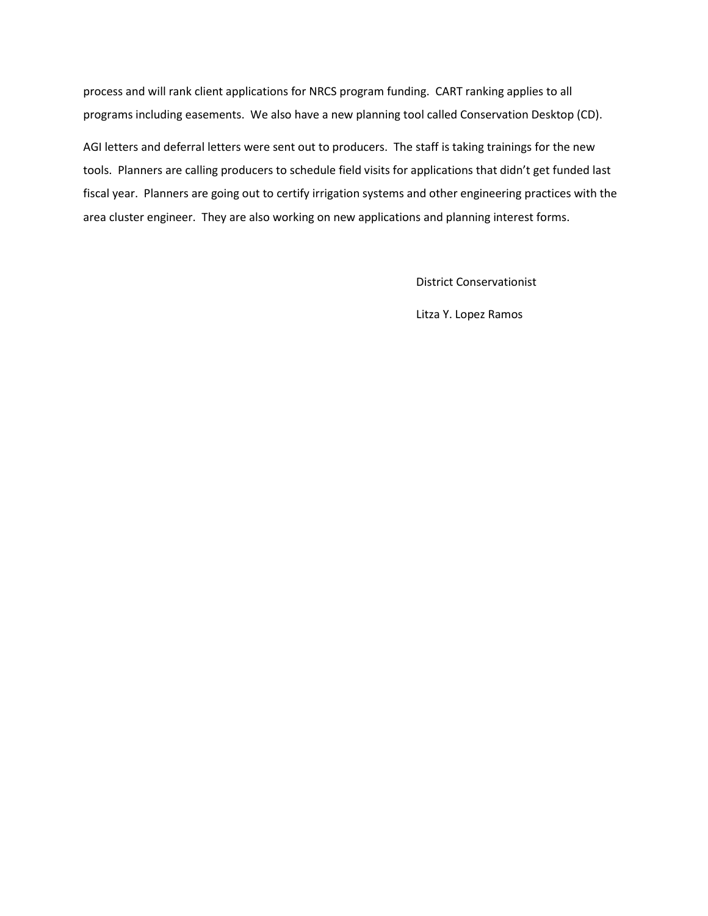process and will rank client applications for NRCS program funding. CART ranking applies to all programs including easements. We also have a new planning tool called Conservation Desktop (CD).

AGI letters and deferral letters were sent out to producers. The staff is taking trainings for the new tools. Planners are calling producers to schedule field visits for applications that didn't get funded last fiscal year. Planners are going out to certify irrigation systems and other engineering practices with the area cluster engineer. They are also working on new applications and planning interest forms.

District Conservationist

Litza Y. Lopez Ramos